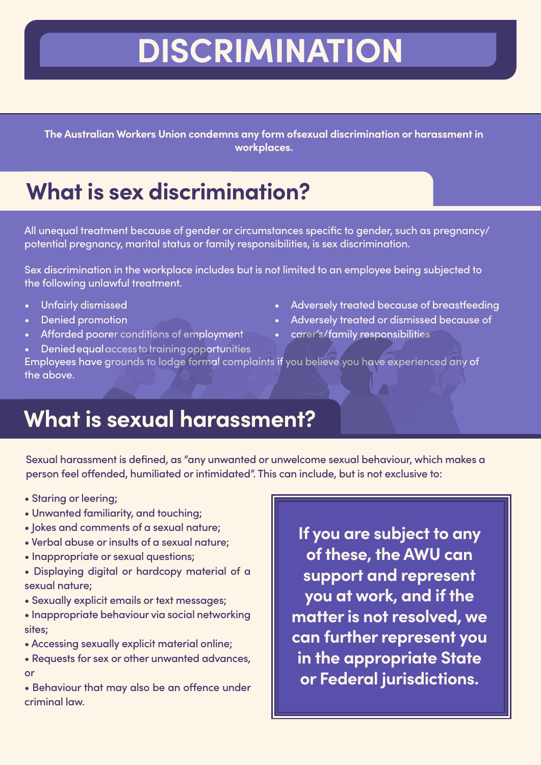# DISCRIMINATION

**The Australian Workers Union condemns any form ofsexual discrimination or harassment in workplaces.**

## What is sex discrimination?

All unequal treatment because of gender or circumstances specific to gender, such as pregnancy/ potential pregnancy, marital status or family responsibilities, is sex discrimination.

Sex discrimination in the workplace includes but is not limited to an employee being subjected to the following unlawful treatment.

- Unfairly dismissed
- Denied promotion
- Afforded poorer conditions of employment
- Denied equal access to training opportunities
- Adversely treated because of breastfeeding
- Adversely treated or dismissed because of
- carer's/family responsibilities

Employees have grounds to lodge formal complaints if you believe you have experienced any of the above.

## What is sexual harassment?

Sexual harassment is defined, as "any unwanted or unwelcome sexual behaviour, which makes a person feel offended, humiliated or intimidated". This can include, but is not exclusive to:

- Staring or leering;
- Unwanted familiarity, and touching;
- Jokes and comments of a sexual nature;
- Verbal abuse or insults of a sexual nature;
- Inappropriate or sexual questions;
- Displaying digital or hardcopy material of a sexual nature;
- Sexually explicit emails or text messages;
- Inappropriate behaviour via social networking sites;
- Accessing sexually explicit material online;
- Requests for sex or other unwanted advances, or
- Behaviour that may also be an offence under criminal law.

**If you are subject to any of these, the AWU can support and represent you at work, and if the matter is not resolved, we can further represent you in the appropriate State or Federal jurisdictions.**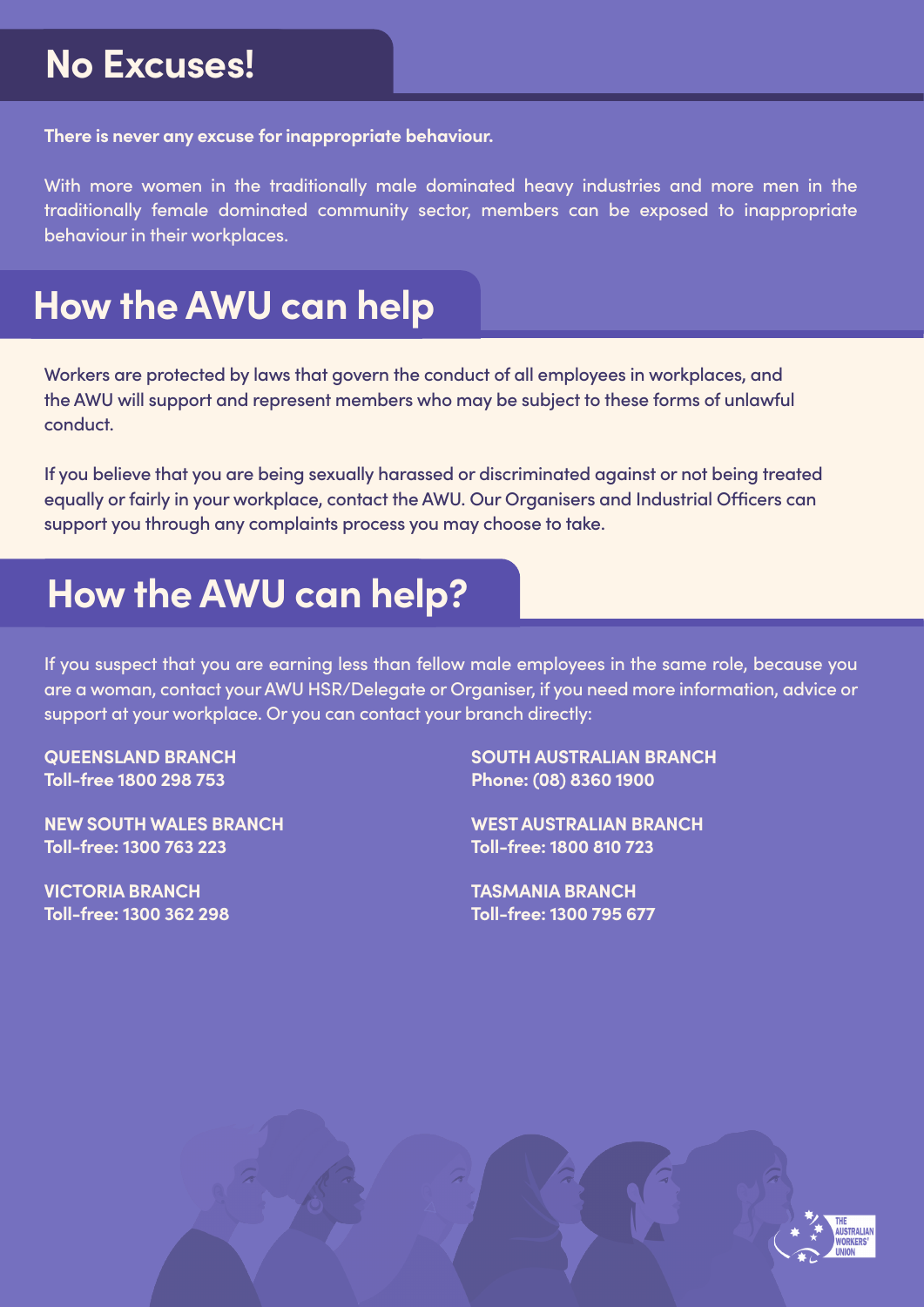## No Excuses!

**There is never any excuse for inappropriate behaviour.**

With more women in the traditionally male dominated heavy industries and more men in the traditionally female dominated community sector, members can be exposed to inappropriate behaviour in their workplaces.

## How the AWU can help

Workers are protected by laws that govern the conduct of all employees in workplaces, and the AWU will support and represent members who may be subject to these forms of unlawful conduct.

If you believe that you are being sexually harassed or discriminated against or not being treated equally or fairly in your workplace, contact the AWU. Our Organisers and Industrial Officers can support you through any complaints process you may choose to take.

## How the AWU can help?

If you suspect that you are earning less than fellow male employees in the same role, because you are a woman, contact your AWU HSR/Delegate or Organiser, if you need more information, advice or support at your workplace. Or you can contact your branch directly:

**QUEENSLAND BRANCH**
**Toll-free 1800 298 753**

**NEW SOUTH WALES BRANCH**
**Toll-free: 1300 763 223**

**VICTORIA BRANCH**
**Toll-free: 1300 362 298**

**SOUTH AUSTRALIAN BRANCH**
**Phone: (08) 8360 1900**

**WEST AUSTRALIAN BRANCH**
**Toll-free: 1800 810 723**

**TASMANIA BRANCH**
**Toll-free: 1300 795 677**

THE AUSTRALIAN WORKERS' UNION